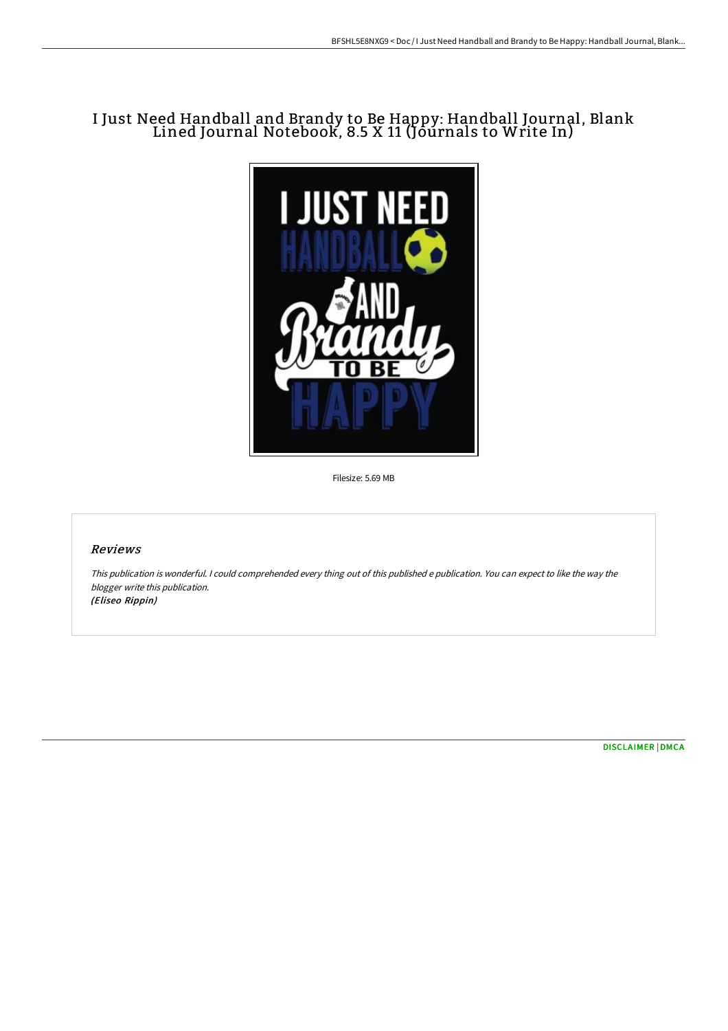# I Just Need Handball and Brandy to Be Happy: Handball Journal, Blank Lined Journal Notebook, 8.5 X 11 (Journals to Write In)

Filesize: 5.69 MB

## *Reviews*

*This publication is wonderful. I could comprehended every thing out of this published e publication. You can expect to like the way the blogger write this publication.*
***(Eliseo Rippin)***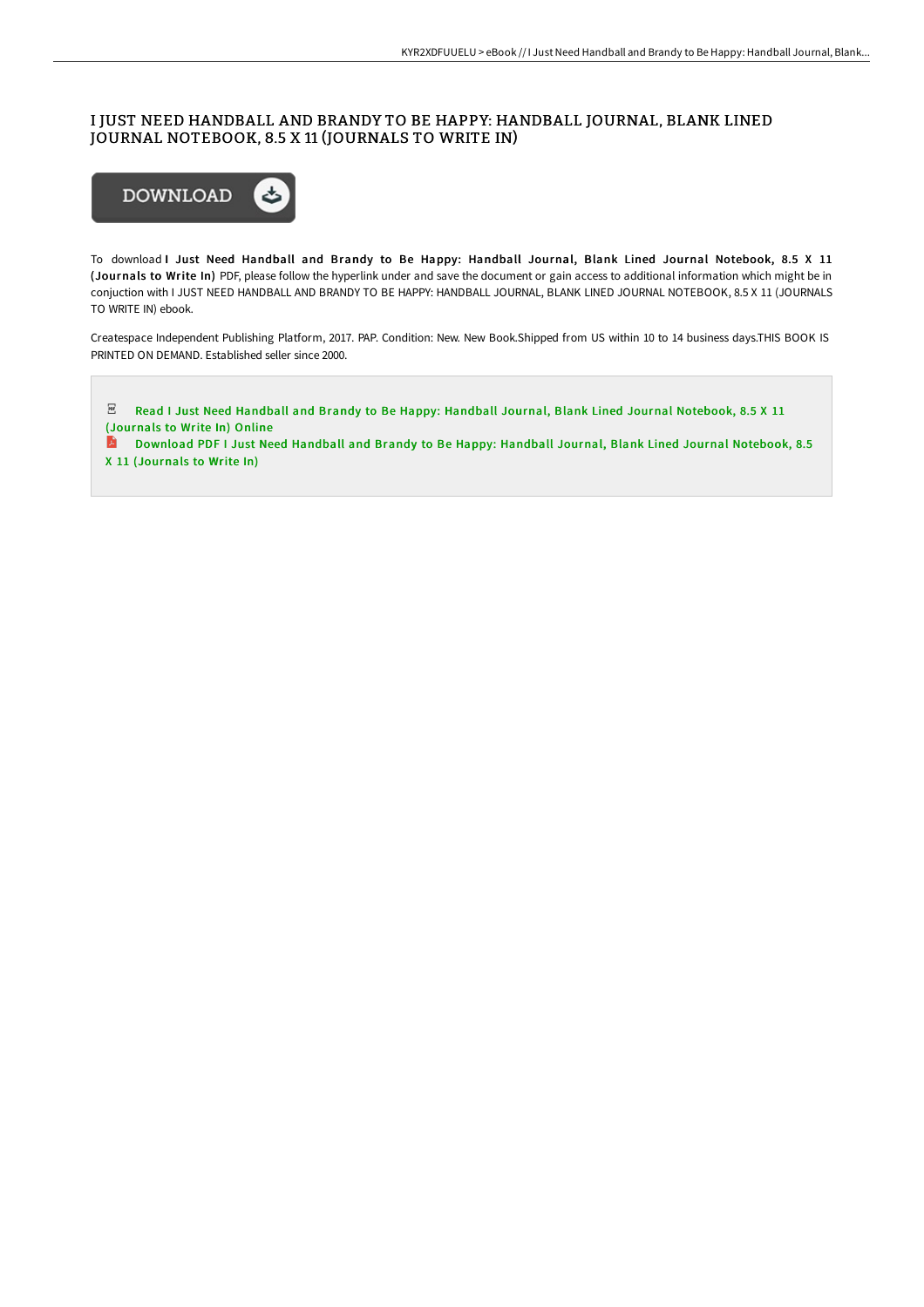# I JUST NEED HANDBALL AND BRANDY TO BE HAPPY: HANDBALL JOURNAL, BLANK LINED JOURNAL NOTEBOOK, 8.5 X 11 (JOURNALS TO WRITE IN)

To download **I Just Need Handball and Brandy to Be Happy: Handball Journal, Blank Lined Journal Notebook, 8.5 X 11 (Journals to Write In)** PDF, please follow the hyperlink under and save the document or gain access to additional information which might be in conjuction with I JUST NEED HANDBALL AND BRANDY TO BE HAPPY: HANDBALL JOURNAL, BLANK LINED JOURNAL NOTEBOOK, 8.5 X 11 (JOURNALS TO WRITE IN) ebook.

Createspace Independent Publishing Platform, 2017. PAP. Condition: New. New Book.Shipped from US within 10 to 14 business days.THIS BOOK IS PRINTED ON DEMAND. Established seller since 2000.

Read I Just Need Handball and Brandy to Be Happy: Handball Journal, Blank Lined Journal Notebook, 8.5 X 11 (Journals to Write In) Online

Download PDF I Just Need Handball and Brandy to Be Happy: Handball Journal, Blank Lined Journal Notebook, 8.5 X 11 (Journals to Write In)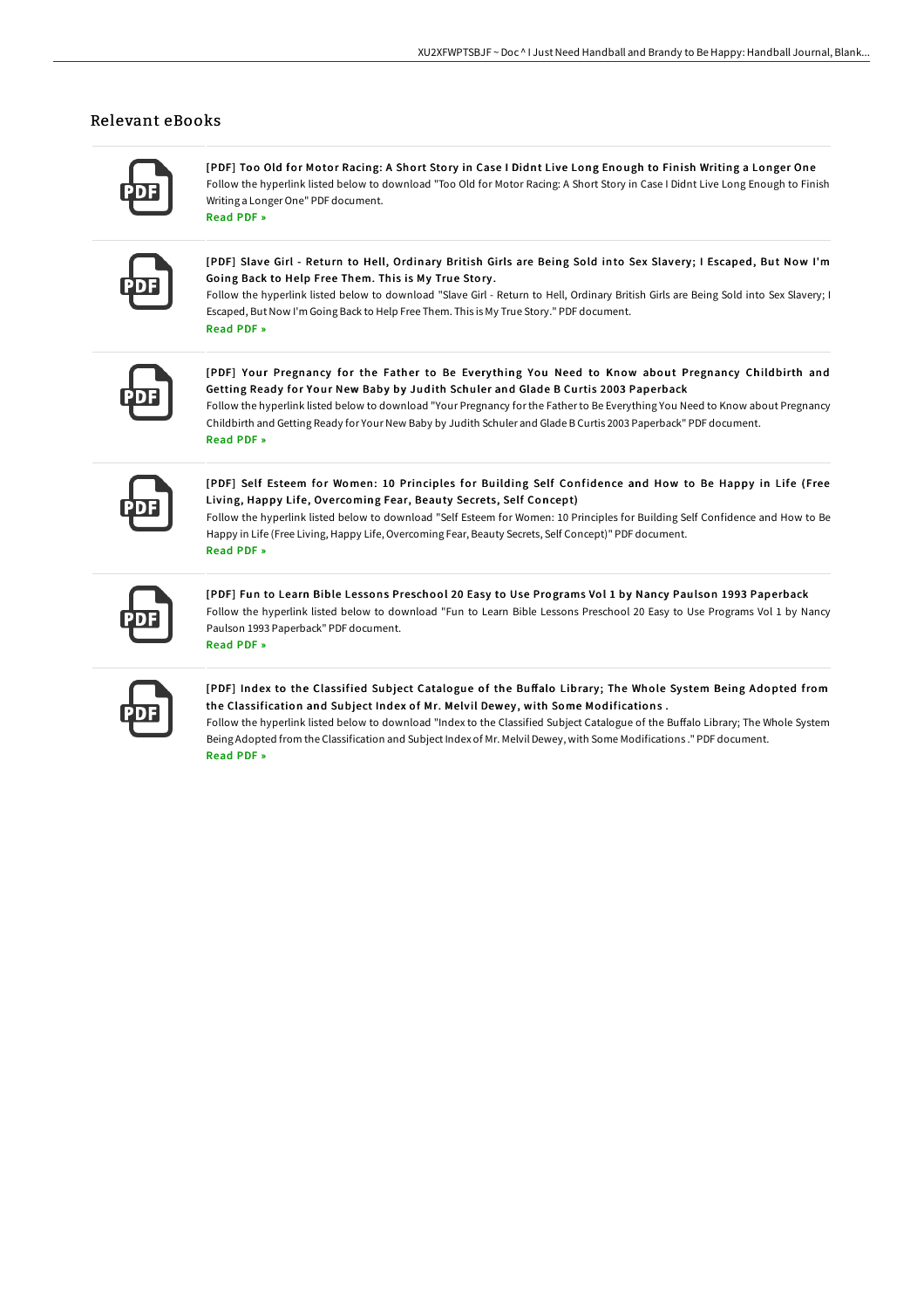## Relevant eBooks

[PDF] Too Old for Motor Racing: A Short Story in Case I Didnt Live Long Enough to Finish Writing a Longer One
Follow the hyperlink listed below to download "Too Old for Motor Racing: A Short Story in Case I Didnt Live Long Enough to Finish Writing a Longer One" PDF document.
Read PDF »

[PDF] Slave Girl - Return to Hell, Ordinary British Girls are Being Sold into Sex Slavery; I Escaped, But Now I'm Going Back to Help Free Them. This is My True Story.
Follow the hyperlink listed below to download "Slave Girl - Return to Hell, Ordinary British Girls are Being Sold into Sex Slavery; I Escaped, But Now I'm Going Back to Help Free Them. This is My True Story." PDF document.
Read PDF »

[PDF] Your Pregnancy for the Father to Be Everything You Need to Know about Pregnancy Childbirth and Getting Ready for Your New Baby by Judith Schuler and Glade B Curtis 2003 Paperback
Follow the hyperlink listed below to download "Your Pregnancy for the Father to Be Everything You Need to Know about Pregnancy Childbirth and Getting Ready for Your New Baby by Judith Schuler and Glade B Curtis 2003 Paperback" PDF document.
Read PDF »

[PDF] Self Esteem for Women: 10 Principles for Building Self Confidence and How to Be Happy in Life (Free Living, Happy Life, Overcoming Fear, Beauty Secrets, Self Concept)
Follow the hyperlink listed below to download "Self Esteem for Women: 10 Principles for Building Self Confidence and How to Be Happy in Life (Free Living, Happy Life, Overcoming Fear, Beauty Secrets, Self Concept)" PDF document.
Read PDF »

[PDF] Fun to Learn Bible Lessons Preschool 20 Easy to Use Programs Vol 1 by Nancy Paulson 1993 Paperback
Follow the hyperlink listed below to download "Fun to Learn Bible Lessons Preschool 20 Easy to Use Programs Vol 1 by Nancy Paulson 1993 Paperback" PDF document.
Read PDF »

[PDF] Index to the Classified Subject Catalogue of the Buffalo Library; The Whole System Being Adopted from the Classification and Subject Index of Mr. Melvil Dewey, with Some Modifications .
Follow the hyperlink listed below to download "Index to the Classified Subject Catalogue of the Buffalo Library; The Whole System Being Adopted from the Classification and Subject Index of Mr. Melvil Dewey, with Some Modifications ." PDF document.
Read PDF »